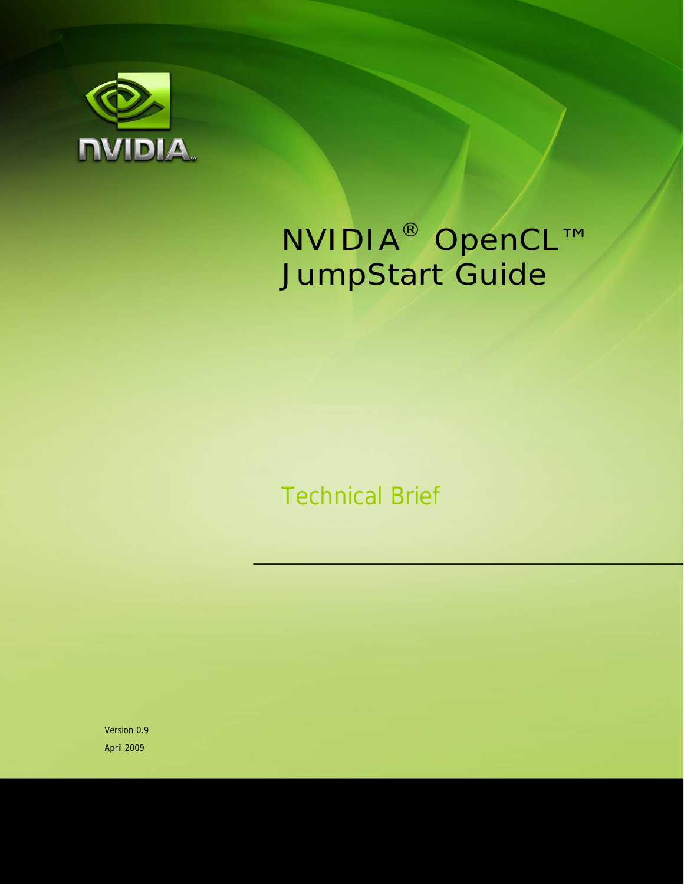# NVIDIA® OpenCL™ JumpStart Guide

## Technical Brief

Version 0.9

April 2009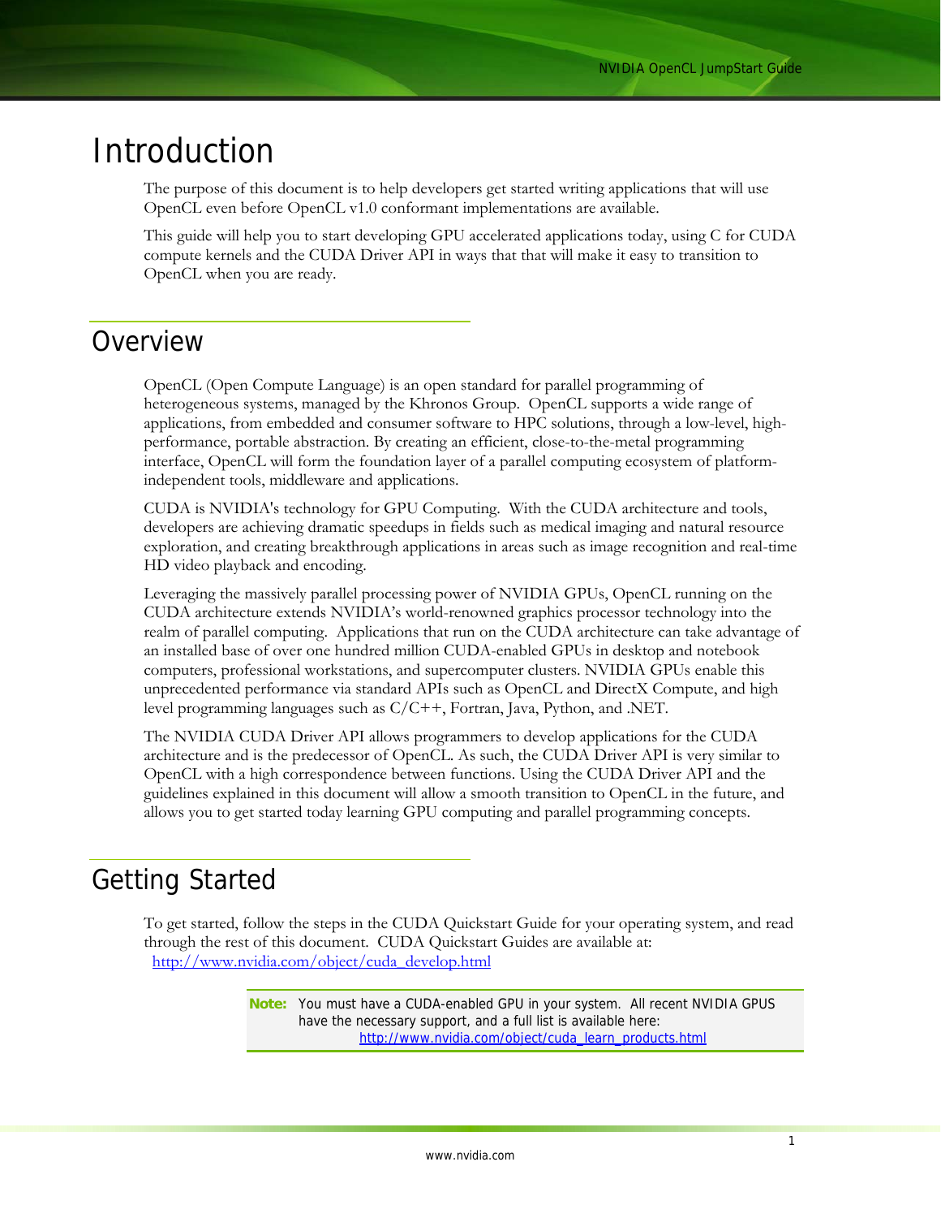# Introduction

The purpose of this document is to help developers get started writing applications that will use OpenCL even before OpenCL v1.0 conformant implementations are available.

This guide will help you to start developing GPU accelerated applications today, using C for CUDA compute kernels and the CUDA Driver API in ways that that will make it easy to transition to OpenCL when you are ready.

## Overview

OpenCL (Open Compute Language) is an open standard for parallel programming of heterogeneous systems, managed by the Khronos Group. OpenCL supports a wide range of applications, from embedded and consumer software to HPC solutions, through a low-level, high-performance, portable abstraction. By creating an efficient, close-to-the-metal programming interface, OpenCL will form the foundation layer of a parallel computing ecosystem of platform-independent tools, middleware and applications.

CUDA is NVIDIA's technology for GPU Computing. With the CUDA architecture and tools, developers are achieving dramatic speedups in fields such as medical imaging and natural resource exploration, and creating breakthrough applications in areas such as image recognition and real-time HD video playback and encoding.

Leveraging the massively parallel processing power of NVIDIA GPUs, OpenCL running on the CUDA architecture extends NVIDIA's world-renowned graphics processor technology into the realm of parallel computing. Applications that run on the CUDA architecture can take advantage of an installed base of over one hundred million CUDA-enabled GPUs in desktop and notebook computers, professional workstations, and supercomputer clusters. NVIDIA GPUs enable this unprecedented performance via standard APIs such as OpenCL and DirectX Compute, and high level programming languages such as C/C++, Fortran, Java, Python, and .NET.

The NVIDIA CUDA Driver API allows programmers to develop applications for the CUDA architecture and is the predecessor of OpenCL. As such, the CUDA Driver API is very similar to OpenCL with a high correspondence between functions. Using the CUDA Driver API and the guidelines explained in this document will allow a smooth transition to OpenCL in the future, and allows you to get started today learning GPU computing and parallel programming concepts.

## Getting Started

To get started, follow the steps in the CUDA Quickstart Guide for your operating system, and read through the rest of this document. CUDA Quickstart Guides are available at:
http://www.nvidia.com/object/cuda_develop.html

> **Note:** You must have a CUDA-enabled GPU in your system. All recent NVIDIA GPUS have the necessary support, and a full list is available here:
> http://www.nvidia.com/object/cuda_learn_products.html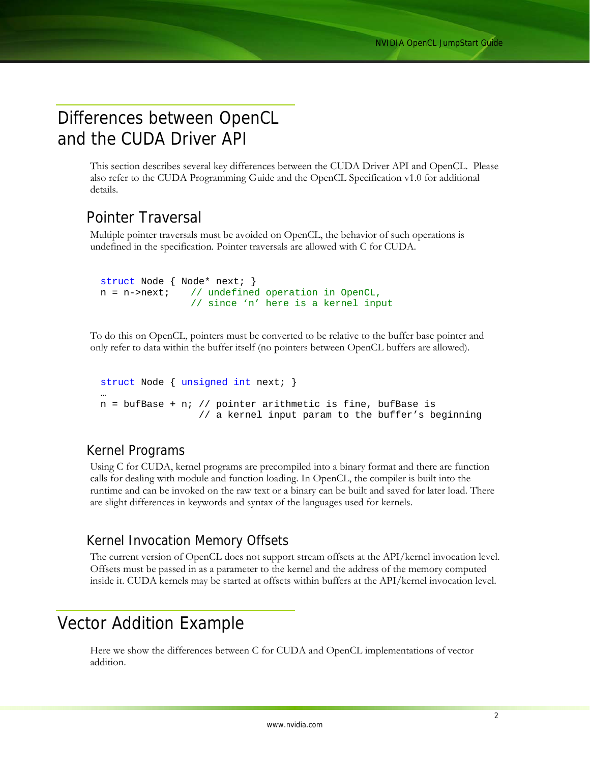# Differences between OpenCL and the CUDA Driver API

This section describes several key differences between the CUDA Driver API and OpenCL. Please also refer to the CUDA Programming Guide and the OpenCL Specification v1.0 for additional details.

## Pointer Traversal

Multiple pointer traversals must be avoided on OpenCL, the behavior of such operations is undefined in the specification. Pointer traversals are allowed with C for CUDA.

```
struct Node { Node* next; }
n = n->next;    // undefined operation in OpenCL,
                // since 'n' here is a kernel input
```

To do this on OpenCL, pointers must be converted to be relative to the buffer base pointer and only refer to data within the buffer itself (no pointers between OpenCL buffers are allowed).

```
struct Node { unsigned int next; }
…
n = bufBase + n; // pointer arithmetic is fine, bufBase is
                 // a kernel input param to the buffer's beginning
```

## Kernel Programs

Using C for CUDA, kernel programs are precompiled into a binary format and there are function calls for dealing with module and function loading. In OpenCL, the compiler is built into the runtime and can be invoked on the raw text or a binary can be built and saved for later load. There are slight differences in keywords and syntax of the languages used for kernels.

## Kernel Invocation Memory Offsets

The current version of OpenCL does not support stream offsets at the API/kernel invocation level. Offsets must be passed in as a parameter to the kernel and the address of the memory computed inside it. CUDA kernels may be started at offsets within buffers at the API/kernel invocation level.

# Vector Addition Example

Here we show the differences between C for CUDA and OpenCL implementations of vector addition.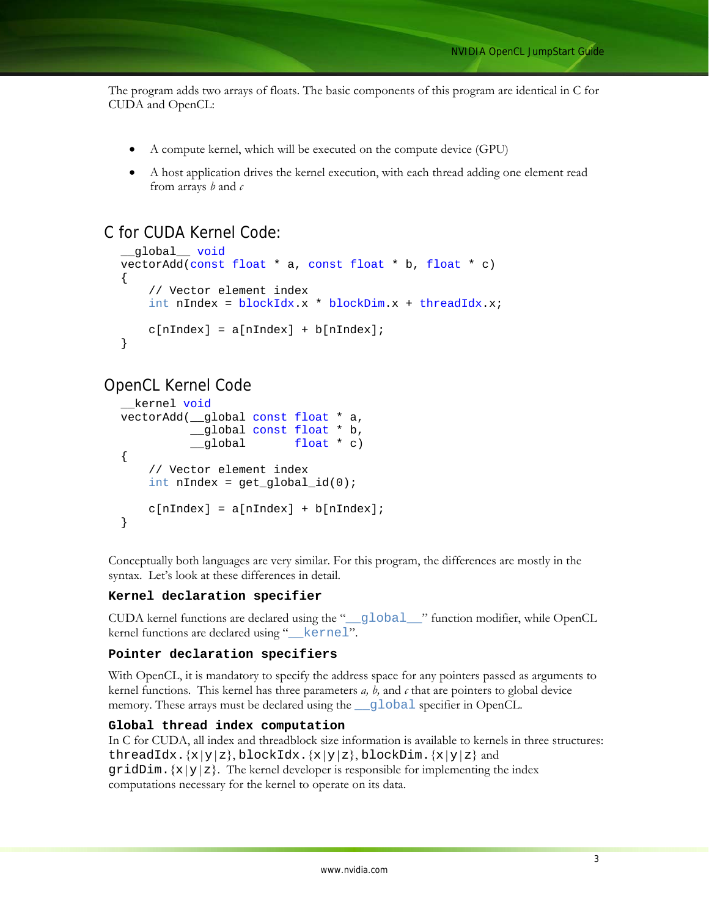The program adds two arrays of floats. The basic components of this program are identical in C for CUDA and OpenCL:

- A compute kernel, which will be executed on the compute device (GPU)
- A host application drives the kernel execution, with each thread adding one element read from arrays *b* and *c*

## C for CUDA Kernel Code:

```
__global__ void
vectorAdd(const float * a, const float * b, float * c)
{
    // Vector element index
    int nIndex = blockIdx.x * blockDim.x + threadIdx.x;

    c[nIndex] = a[nIndex] + b[nIndex];
}
```

## OpenCL Kernel Code

```
__kernel void
vectorAdd(__global const float * a,
          __global const float * b,
          __global       float * c)
{
    // Vector element index
    int nIndex = get_global_id(0);

    c[nIndex] = a[nIndex] + b[nIndex];
}
```

Conceptually both languages are very similar. For this program, the differences are mostly in the syntax. Let's look at these differences in detail.

### Kernel declaration specifier

CUDA kernel functions are declared using the "`__global__`" function modifier, while OpenCL kernel functions are declared using "`__kernel`".

### Pointer declaration specifiers

With OpenCL, it is mandatory to specify the address space for any pointers passed as arguments to kernel functions. This kernel has three parameters *a, b,* and *c* that are pointers to global device memory. These arrays must be declared using the `__global` specifier in OpenCL.

### Global thread index computation

In C for CUDA, all index and threadblock size information is available to kernels in four structures: `threadIdx.{x|y|z}`, `blockIdx.{x|y|z}`, `blockDim.{x|y|z}` and `gridDim.{x|y|z}`. The kernel developer is responsible for implementing the index computations necessary for the kernel to operate on its data.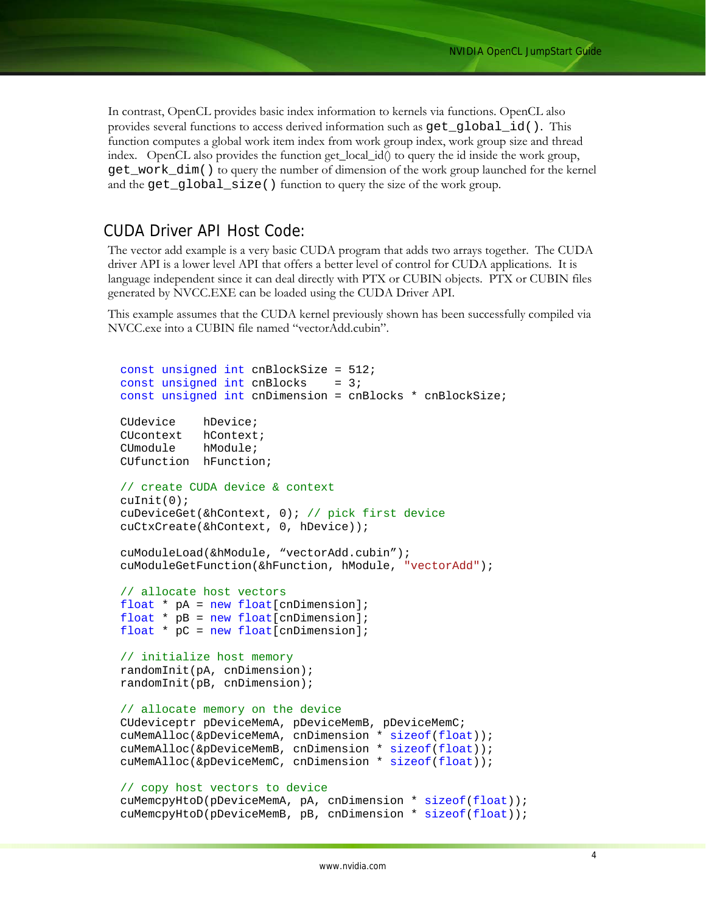In contrast, OpenCL provides basic index information to kernels via functions. OpenCL also provides several functions to access derived information such as `get_global_id()`. This function computes a global work item index from work group index, work group size and thread index. OpenCL also provides the function get_local_id() to query the id inside the work group, `get_work_dim()` to query the number of dimension of the work group launched for the kernel and the `get_global_size()` function to query the size of the work group.

## CUDA Driver API Host Code:

The vector add example is a very basic CUDA program that adds two arrays together. The CUDA driver API is a lower level API that offers a better level of control for CUDA applications. It is language independent since it can deal directly with PTX or CUBIN objects. PTX or CUBIN files generated by NVCC.EXE can be loaded using the CUDA Driver API.

This example assumes that the CUDA kernel previously shown has been successfully compiled via NVCC.exe into a CUBIN file named "vectorAdd.cubin".

```
const unsigned int cnBlockSize = 512;
const unsigned int cnBlocks    = 3;
const unsigned int cnDimension = cnBlocks * cnBlockSize;

CUdevice    hDevice;
CUcontext   hContext;
CUmodule    hModule;
CUfunction  hFunction;

// create CUDA device & context
cuInit(0);
cuDeviceGet(&hContext, 0); // pick first device
cuCtxCreate(&hContext, 0, hDevice));

cuModuleLoad(&hModule, "vectorAdd.cubin");
cuModuleGetFunction(&hFunction, hModule, "vectorAdd");

// allocate host vectors
float * pA = new float[cnDimension];
float * pB = new float[cnDimension];
float * pC = new float[cnDimension];

// initialize host memory
randomInit(pA, cnDimension);
randomInit(pB, cnDimension);

// allocate memory on the device
CUdeviceptr pDeviceMemA, pDeviceMemB, pDeviceMemC;
cuMemAlloc(&pDeviceMemA, cnDimension * sizeof(float));
cuMemAlloc(&pDeviceMemB, cnDimension * sizeof(float));
cuMemAlloc(&pDeviceMemC, cnDimension * sizeof(float));

// copy host vectors to device
cuMemcpyHtoD(pDeviceMemA, pA, cnDimension * sizeof(float));
cuMemcpyHtoD(pDeviceMemB, pB, cnDimension * sizeof(float));
```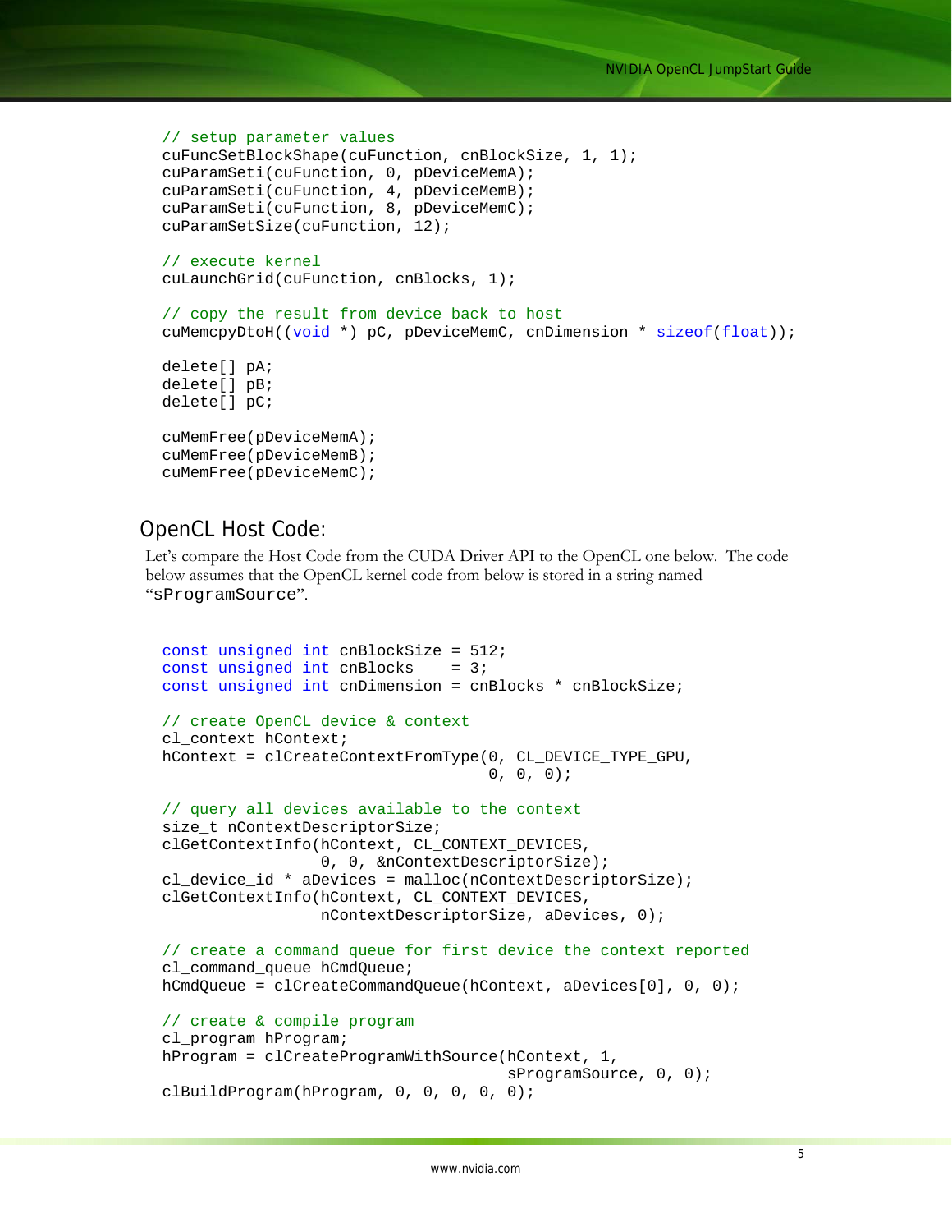```
// setup parameter values
cuFuncSetBlockShape(cuFunction, cnBlockSize, 1, 1);
cuParamSeti(cuFunction, 0, pDeviceMemA);
cuParamSeti(cuFunction, 4, pDeviceMemB);
cuParamSeti(cuFunction, 8, pDeviceMemC);
cuParamSetSize(cuFunction, 12);

// execute kernel
cuLaunchGrid(cuFunction, cnBlocks, 1);

// copy the result from device back to host
cuMemcpyDtoH((void *) pC, pDeviceMemC, cnDimension * sizeof(float));

delete[] pA;
delete[] pB;
delete[] pC;

cuMemFree(pDeviceMemA);
cuMemFree(pDeviceMemB);
cuMemFree(pDeviceMemC);
```

## OpenCL Host Code:

Let's compare the Host Code from the CUDA Driver API to the OpenCL one below. The code below assumes that the OpenCL kernel code from below is stored in a string named "`sProgramSource`".

```
const unsigned int cnBlockSize = 512;
const unsigned int cnBlocks    = 3;
const unsigned int cnDimension = cnBlocks * cnBlockSize;

// create OpenCL device & context
cl_context hContext;
hContext = clCreateContextFromType(0, CL_DEVICE_TYPE_GPU,
                                   0, 0, 0);

// query all devices available to the context
size_t nContextDescriptorSize;
clGetContextInfo(hContext, CL_CONTEXT_DEVICES,
                 0, 0, &nContextDescriptorSize);
cl_device_id * aDevices = malloc(nContextDescriptorSize);
clGetContextInfo(hContext, CL_CONTEXT_DEVICES,
                 nContextDescriptorSize, aDevices, 0);

// create a command queue for first device the context reported
cl_command_queue hCmdQueue;
hCmdQueue = clCreateCommandQueue(hContext, aDevices[0], 0, 0);

// create & compile program
cl_program hProgram;
hProgram = clCreateProgramWithSource(hContext, 1,
                                     sProgramSource, 0, 0);
clBuildProgram(hProgram, 0, 0, 0, 0, 0);
```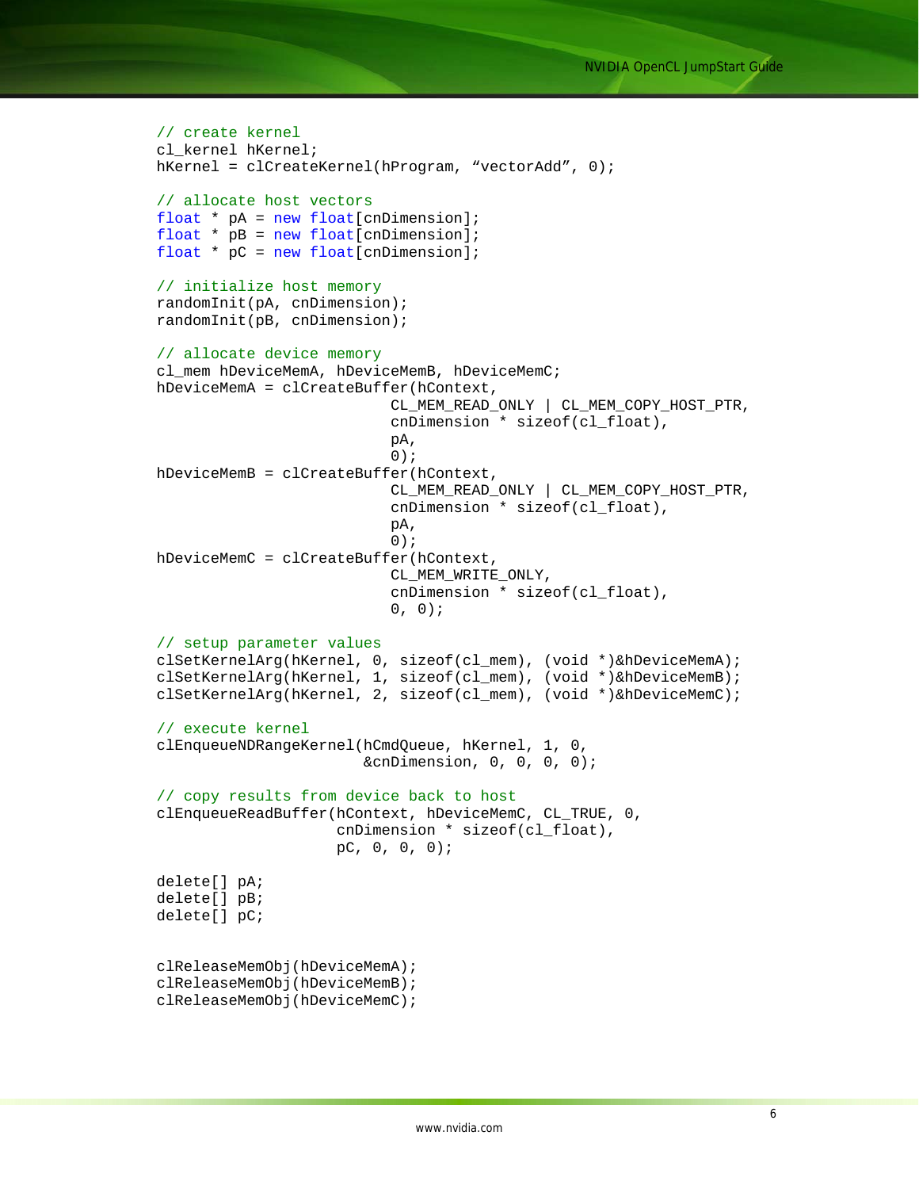```
// create kernel
cl_kernel hKernel;
hKernel = clCreateKernel(hProgram, “vectorAdd”, 0);

// allocate host vectors
float * pA = new float[cnDimension];
float * pB = new float[cnDimension];
float * pC = new float[cnDimension];

// initialize host memory
randomInit(pA, cnDimension);
randomInit(pB, cnDimension);

// allocate device memory
cl_mem hDeviceMemA, hDeviceMemB, hDeviceMemC;
hDeviceMemA = clCreateBuffer(hContext,
                             CL_MEM_READ_ONLY | CL_MEM_COPY_HOST_PTR,
                             cnDimension * sizeof(cl_float),
                             pA,
                             0);
hDeviceMemB = clCreateBuffer(hContext,
                             CL_MEM_READ_ONLY | CL_MEM_COPY_HOST_PTR,
                             cnDimension * sizeof(cl_float),
                             pA,
                             0);
hDeviceMemC = clCreateBuffer(hContext,
                             CL_MEM_WRITE_ONLY,
                             cnDimension * sizeof(cl_float),
                             0, 0);

// setup parameter values
clSetKernelArg(hKernel, 0, sizeof(cl_mem), (void *)&hDeviceMemA);
clSetKernelArg(hKernel, 1, sizeof(cl_mem), (void *)&hDeviceMemB);
clSetKernelArg(hKernel, 2, sizeof(cl_mem), (void *)&hDeviceMemC);

// execute kernel
clEnqueueNDRangeKernel(hCmdQueue, hKernel, 1, 0,
                       &cnDimension, 0, 0, 0, 0);

// copy results from device back to host
clEnqueueReadBuffer(hContext, hDeviceMemC, CL_TRUE, 0,
                    cnDimension * sizeof(cl_float),
                    pC, 0, 0, 0);

delete[] pA;
delete[] pB;
delete[] pC;


clReleaseMemObj(hDeviceMemA);
clReleaseMemObj(hDeviceMemB);
clReleaseMemObj(hDeviceMemC);
```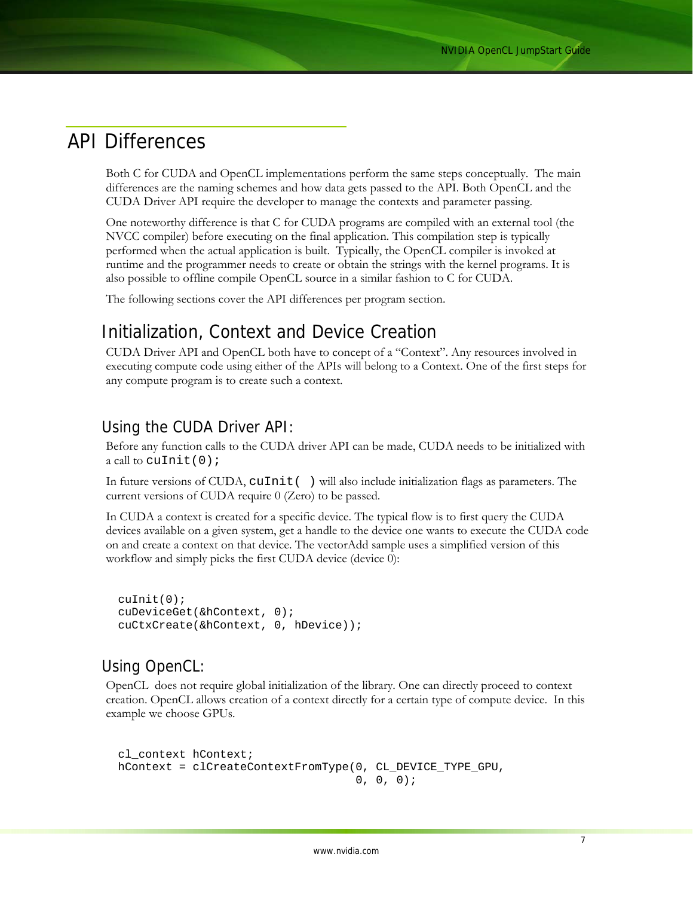# API Differences

Both C for CUDA and OpenCL implementations perform the same steps conceptually. The main differences are the naming schemes and how data gets passed to the API. Both OpenCL and the CUDA Driver API require the developer to manage the contexts and parameter passing.

One noteworthy difference is that C for CUDA programs are compiled with an external tool (the NVCC compiler) before executing on the final application. This compilation step is typically performed when the actual application is built. Typically, the OpenCL compiler is invoked at runtime and the programmer needs to create or obtain the strings with the kernel programs. It is also possible to offline compile OpenCL source in a similar fashion to C for CUDA.

The following sections cover the API differences per program section.

## Initialization, Context and Device Creation

CUDA Driver API and OpenCL both have to concept of a "Context". Any resources involved in executing compute code using either of the APIs will belong to a Context. One of the first steps for any compute program is to create such a context.

### Using the CUDA Driver API:

Before any function calls to the CUDA driver API can be made, CUDA needs to be initialized with a call to `cuInit(0);`

In future versions of CUDA, `cuInit( )` will also include initialization flags as parameters. The current versions of CUDA require 0 (Zero) to be passed.

In CUDA a context is created for a specific device. The typical flow is to first query the CUDA devices available on a given system, get a handle to the device one wants to execute the CUDA code on and create a context on that device. The vectorAdd sample uses a simplified version of this workflow and simply picks the first CUDA device (device 0):

```
cuInit(0);
cuDeviceGet(&hContext, 0);
cuCtxCreate(&hContext, 0, hDevice));
```

### Using OpenCL:

OpenCL does not require global initialization of the library. One can directly proceed to context creation. OpenCL allows creation of a context directly for a certain type of compute device. In this example we choose GPUs.

```
cl_context hContext;
hContext = clCreateContextFromType(0, CL_DEVICE_TYPE_GPU,
                                   0, 0, 0);
```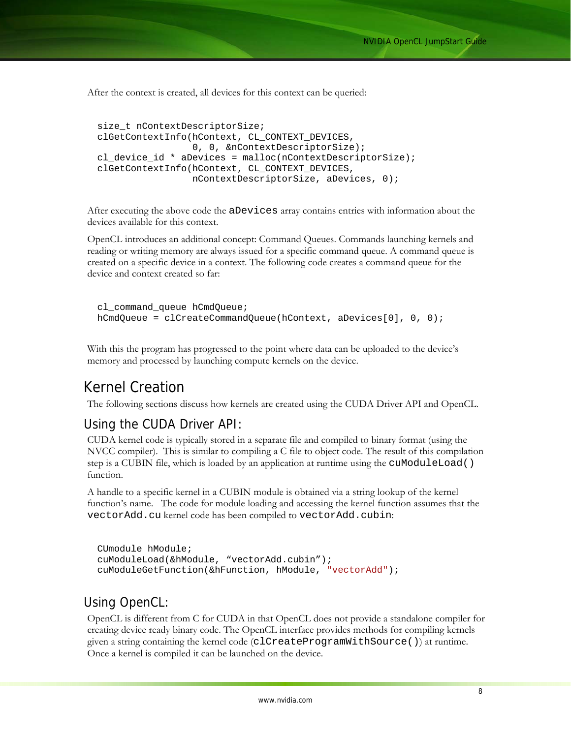After the context is created, all devices for this context can be queried:

```
size_t nContextDescriptorSize;
clGetContextInfo(hContext, CL_CONTEXT_DEVICES,
                 0, 0, &nContextDescriptorSize);
cl_device_id * aDevices = malloc(nContextDescriptorSize);
clGetContextInfo(hContext, CL_CONTEXT_DEVICES,
                 nContextDescriptorSize, aDevices, 0);
```

After executing the above code the `aDevices` array contains entries with information about the devices available for this context.

OpenCL introduces an additional concept: Command Queues. Commands launching kernels and reading or writing memory are always issued for a specific command queue. A command queue is created on a specific device in a context. The following code creates a command queue for the device and context created so far:

```
cl_command_queue hCmdQueue;
hCmdQueue = clCreateCommandQueue(hContext, aDevices[0], 0, 0);
```

With this the program has progressed to the point where data can be uploaded to the device's memory and processed by launching compute kernels on the device.

## Kernel Creation

The following sections discuss how kernels are created using the CUDA Driver API and OpenCL.

### Using the CUDA Driver API:

CUDA kernel code is typically stored in a separate file and compiled to binary format (using the NVCC compiler). This is similar to compiling a C file to object code. The result of this compilation step is a CUBIN file, which is loaded by an application at runtime using the `cuModuleLoad()` function.

A handle to a specific kernel in a CUBIN module is obtained via a string lookup of the kernel function's name. The code for module loading and accessing the kernel function assumes that the `vectorAdd.cu` kernel code has been compiled to `vectorAdd.cubin`:

```
CUmodule hModule;
cuModuleLoad(&hModule, “vectorAdd.cubin”);
cuModuleGetFunction(&hFunction, hModule, "vectorAdd");
```

### Using OpenCL:

OpenCL is different from C for CUDA in that OpenCL does not provide a standalone compiler for creating device ready binary code. The OpenCL interface provides methods for compiling kernels given a string containing the kernel code (`clCreateProgramWithSource()`) at runtime. Once a kernel is compiled it can be launched on the device.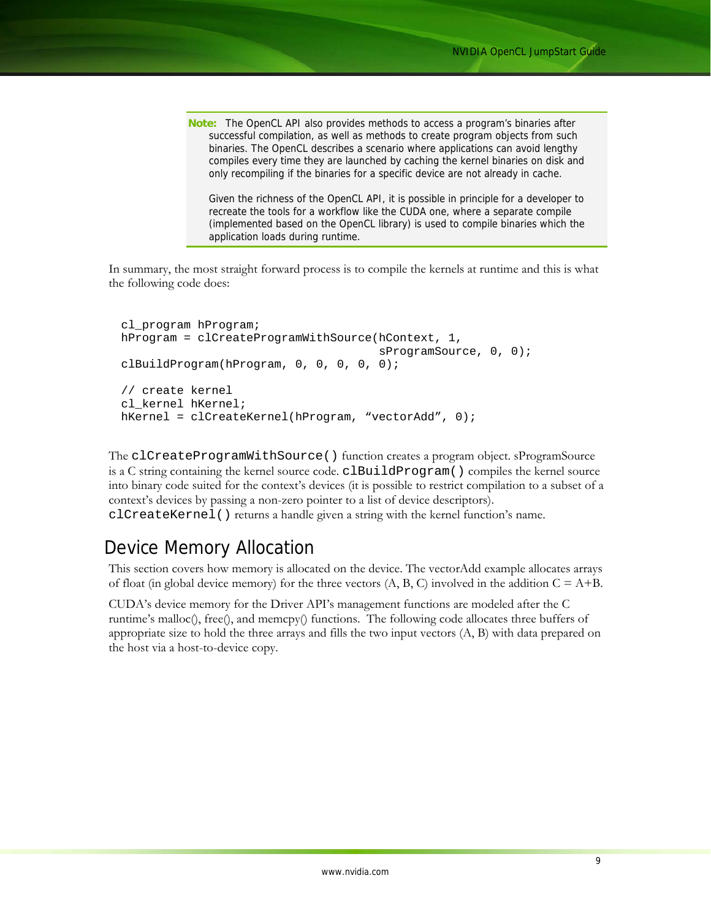> **Note:** The OpenCL API also provides methods to access a program's binaries after successful compilation, as well as methods to create program objects from such binaries. The OpenCL describes a scenario where applications can avoid lengthy compiles every time they are launched by caching the kernel binaries on disk and only recompiling if the binaries for a specific device are not already in cache.
>
> Given the richness of the OpenCL API, it is possible in principle for a developer to recreate the tools for a workflow like the CUDA one, where a separate compile (implemented based on the OpenCL library) is used to compile binaries which the application loads during runtime.

In summary, the most straight forward process is to compile the kernels at runtime and this is what the following code does:

```
cl_program hProgram;
hProgram = clCreateProgramWithSource(hContext, 1,
                                     sProgramSource, 0, 0);
clBuildProgram(hProgram, 0, 0, 0, 0, 0);

// create kernel
cl_kernel hKernel;
hKernel = clCreateKernel(hProgram, "vectorAdd", 0);
```

The `clCreateProgramWithSource()` function creates a program object. sProgramSource is a C string containing the kernel source code. `clBuildProgram()` compiles the kernel source into binary code suited for the context's devices (it is possible to restrict compilation to a subset of a context's devices by passing a non-zero pointer to a list of device descriptors). `clCreateKernel()` returns a handle given a string with the kernel function's name.

## Device Memory Allocation

This section covers how memory is allocated on the device. The vectorAdd example allocates arrays of float (in global device memory) for the three vectors (A, B, C) involved in the addition C = A+B.

CUDA's device memory for the Driver API's management functions are modeled after the C runtime's malloc(), free(), and memcpy() functions. The following code allocates three buffers of appropriate size to hold the three arrays and fills the two input vectors (A, B) with data prepared on the host via a host-to-device copy.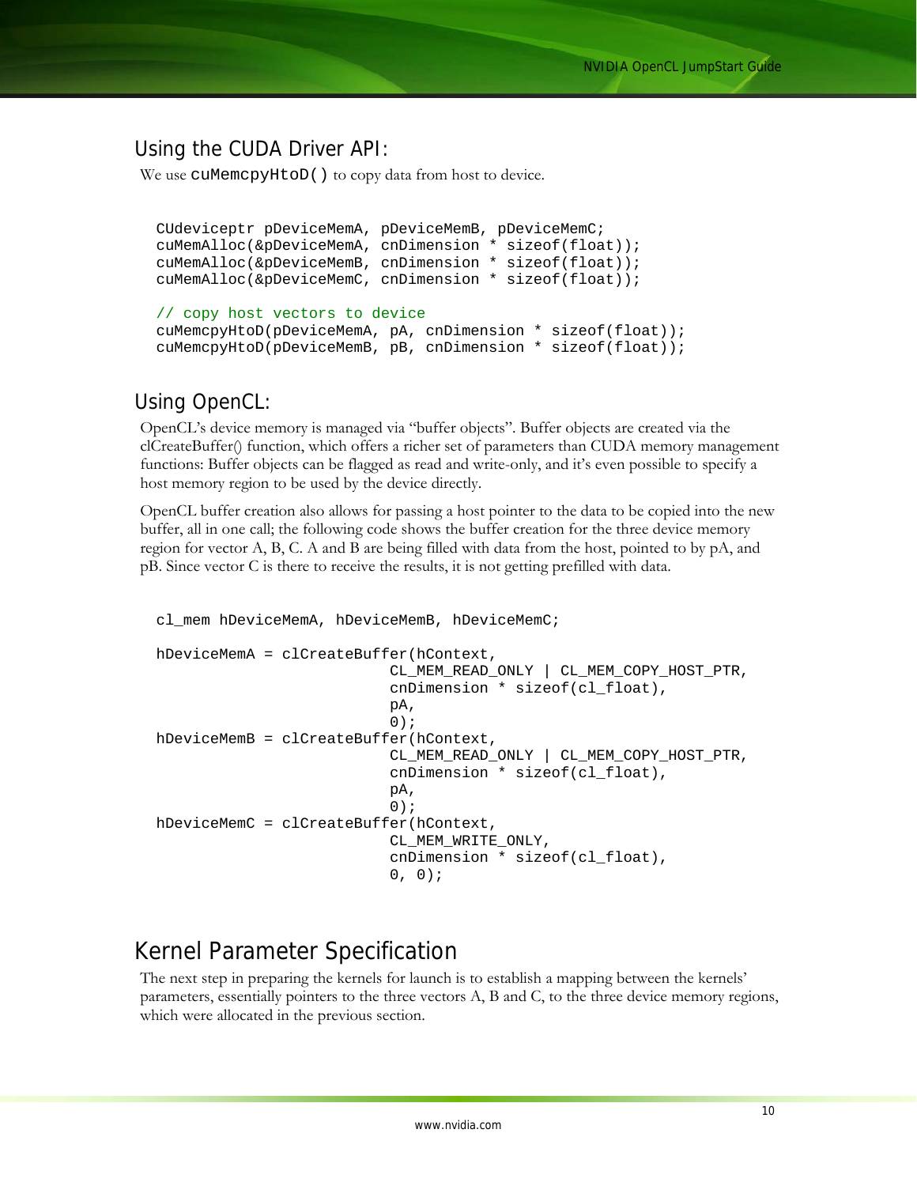## Using the CUDA Driver API:

We use `cuMemcpyHtoD()` to copy data from host to device.

```
CUdeviceptr pDeviceMemA, pDeviceMemB, pDeviceMemC;
cuMemAlloc(&pDeviceMemA, cnDimension * sizeof(float));
cuMemAlloc(&pDeviceMemB, cnDimension * sizeof(float));
cuMemAlloc(&pDeviceMemC, cnDimension * sizeof(float));

// copy host vectors to device
cuMemcpyHtoD(pDeviceMemA, pA, cnDimension * sizeof(float));
cuMemcpyHtoD(pDeviceMemB, pB, cnDimension * sizeof(float));
```

## Using OpenCL:

OpenCL's device memory is managed via "buffer objects". Buffer objects are created via the clCreateBuffer() function, which offers a richer set of parameters than CUDA memory management functions: Buffer objects can be flagged as read and write-only, and it's even possible to specify a host memory region to be used by the device directly.

OpenCL buffer creation also allows for passing a host pointer to the data to be copied into the new buffer, all in one call; the following code shows the buffer creation for the three device memory region for vector A, B, C. A and B are being filled with data from the host, pointed to by pA, and pB. Since vector C is there to receive the results, it is not getting prefilled with data.

```
cl_mem hDeviceMemA, hDeviceMemB, hDeviceMemC;

hDeviceMemA = clCreateBuffer(hContext,
                             CL_MEM_READ_ONLY | CL_MEM_COPY_HOST_PTR,
                             cnDimension * sizeof(cl_float),
                             pA,
                             0);
hDeviceMemB = clCreateBuffer(hContext,
                             CL_MEM_READ_ONLY | CL_MEM_COPY_HOST_PTR,
                             cnDimension * sizeof(cl_float),
                             pA,
                             0);
hDeviceMemC = clCreateBuffer(hContext,
                             CL_MEM_WRITE_ONLY,
                             cnDimension * sizeof(cl_float),
                             0, 0);
```

# Kernel Parameter Specification

The next step in preparing the kernels for launch is to establish a mapping between the kernels' parameters, essentially pointers to the three vectors A, B and C, to the three device memory regions, which were allocated in the previous section.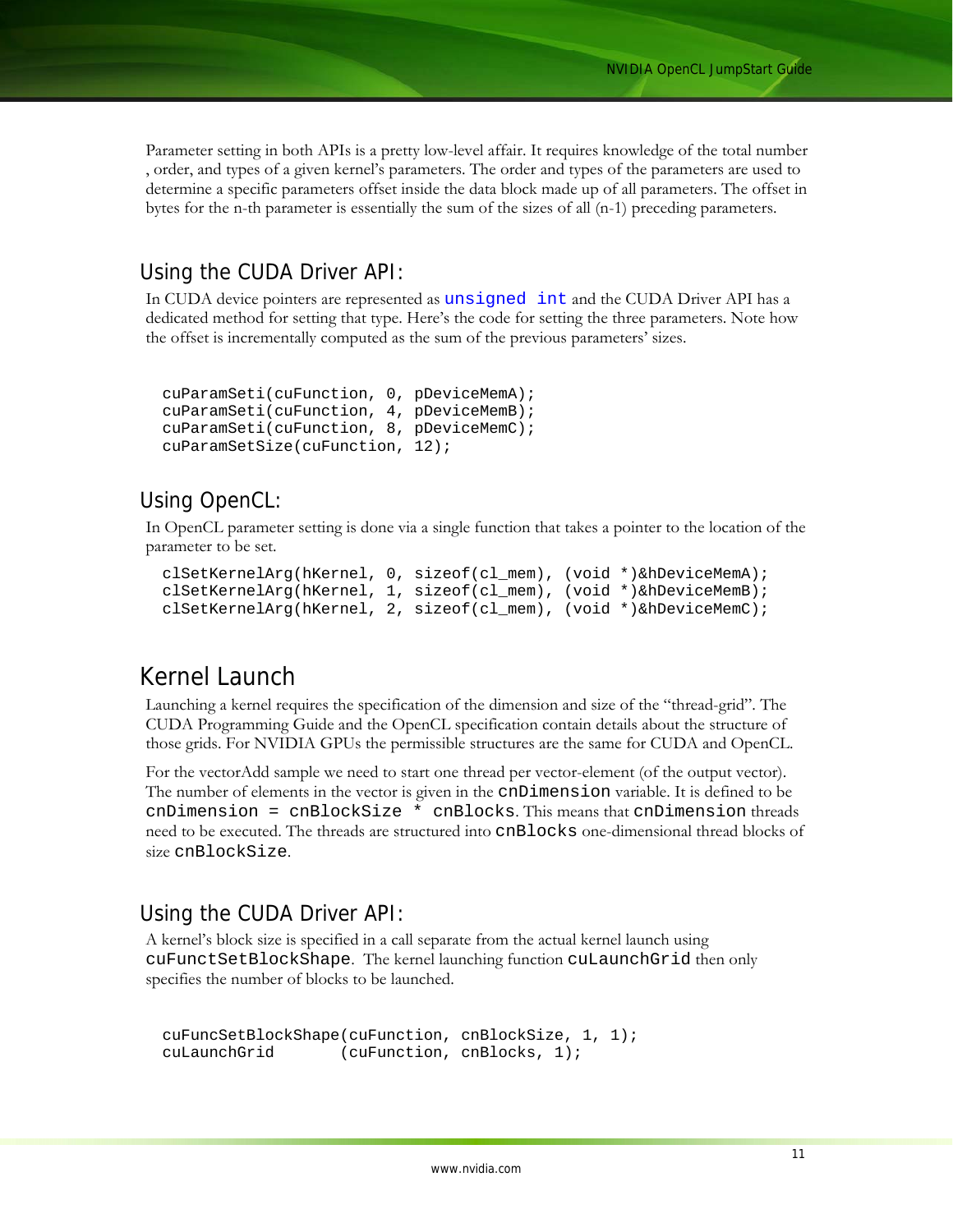Parameter setting in both APIs is a pretty low-level affair. It requires knowledge of the total number , order, and types of a given kernel's parameters. The order and types of the parameters are used to determine a specific parameters offset inside the data block made up of all parameters. The offset in bytes for the n-th parameter is essentially the sum of the sizes of all (n-1) preceding parameters.

### Using the CUDA Driver API:

In CUDA device pointers are represented as `unsigned int` and the CUDA Driver API has a dedicated method for setting that type. Here's the code for setting the three parameters. Note how the offset is incrementally computed as the sum of the previous parameters' sizes.

```
cuParamSeti(cuFunction, 0, pDeviceMemA);
cuParamSeti(cuFunction, 4, pDeviceMemB);
cuParamSeti(cuFunction, 8, pDeviceMemC);
cuParamSetSize(cuFunction, 12);
```

### Using OpenCL:

In OpenCL parameter setting is done via a single function that takes a pointer to the location of the parameter to be set.

```
clSetKernelArg(hKernel, 0, sizeof(cl_mem), (void *)&hDeviceMemA);
clSetKernelArg(hKernel, 1, sizeof(cl_mem), (void *)&hDeviceMemB);
clSetKernelArg(hKernel, 2, sizeof(cl_mem), (void *)&hDeviceMemC);
```

## Kernel Launch

Launching a kernel requires the specification of the dimension and size of the "thread-grid". The CUDA Programming Guide and the OpenCL specification contain details about the structure of those grids. For NVIDIA GPUs the permissible structures are the same for CUDA and OpenCL.

For the vectorAdd sample we need to start one thread per vector-element (of the output vector). The number of elements in the vector is given in the `cnDimension` variable. It is defined to be `cnDimension = cnBlockSize * cnBlocks`. This means that `cnDimension` threads need to be executed. The threads are structured into `cnBlocks` one-dimensional thread blocks of size `cnBlockSize`.

### Using the CUDA Driver API:

A kernel's block size is specified in a call separate from the actual kernel launch using `cuFunctSetBlockShape`. The kernel launching function `cuLaunchGrid` then only specifies the number of blocks to be launched.

```
cuFuncSetBlockShape(cuFunction, cnBlockSize, 1, 1);
cuLaunchGrid       (cuFunction, cnBlocks, 1);
```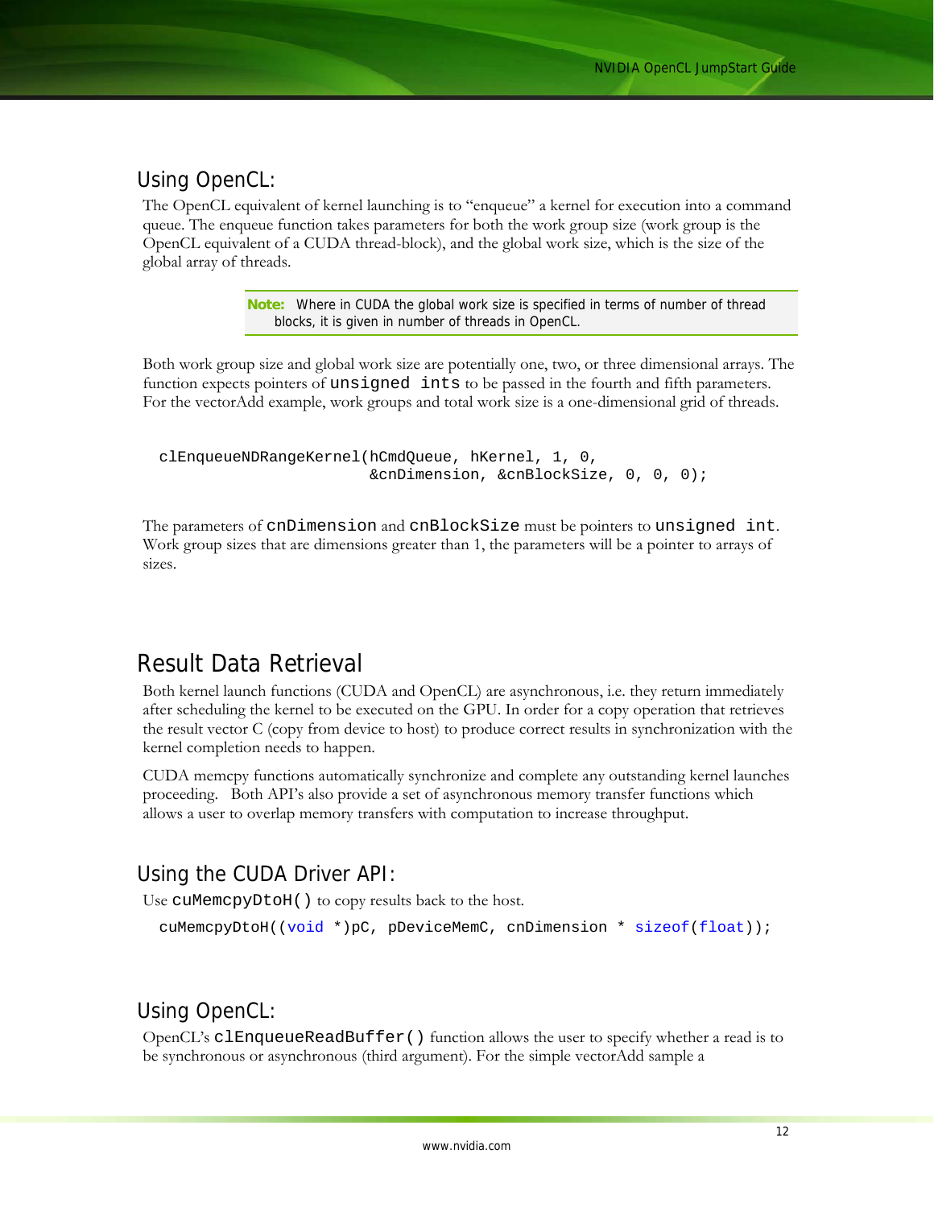## Using OpenCL:

The OpenCL equivalent of kernel launching is to "enqueue" a kernel for execution into a command queue. The enqueue function takes parameters for both the work group size (work group is the OpenCL equivalent of a CUDA thread-block), and the global work size, which is the size of the global array of threads.

> **Note:** Where in CUDA the global work size is specified in terms of number of thread blocks, it is given in number of threads in OpenCL.

Both work group size and global work size are potentially one, two, or three dimensional arrays. The function expects pointers of `unsigned ints` to be passed in the fourth and fifth parameters. For the vectorAdd example, work groups and total work size is a one-dimensional grid of threads.

```
clEnqueueNDRangeKernel(hCmdQueue, hKernel, 1, 0,
                       &cnDimension, &cnBlockSize, 0, 0, 0);
```

The parameters of `cnDimension` and `cnBlockSize` must be pointers to `unsigned int`. Work group sizes that are dimensions greater than 1, the parameters will be a pointer to arrays of sizes.

# Result Data Retrieval

Both kernel launch functions (CUDA and OpenCL) are asynchronous, i.e. they return immediately after scheduling the kernel to be executed on the GPU. In order for a copy operation that retrieves the result vector C (copy from device to host) to produce correct results in synchronization with the kernel completion needs to happen.

CUDA memcpy functions automatically synchronize and complete any outstanding kernel launches proceeding. Both API's also provide a set of asynchronous memory transfer functions which allows a user to overlap memory transfers with computation to increase throughput.

## Using the CUDA Driver API:

Use `cuMemcpyDtoH()` to copy results back to the host.

```
cuMemcpyDtoH((void *)pC, pDeviceMemC, cnDimension * sizeof(float));
```

## Using OpenCL:

OpenCL's `clEnqueueReadBuffer()` function allows the user to specify whether a read is to be synchronous or asynchronous (third argument). For the simple vectorAdd sample a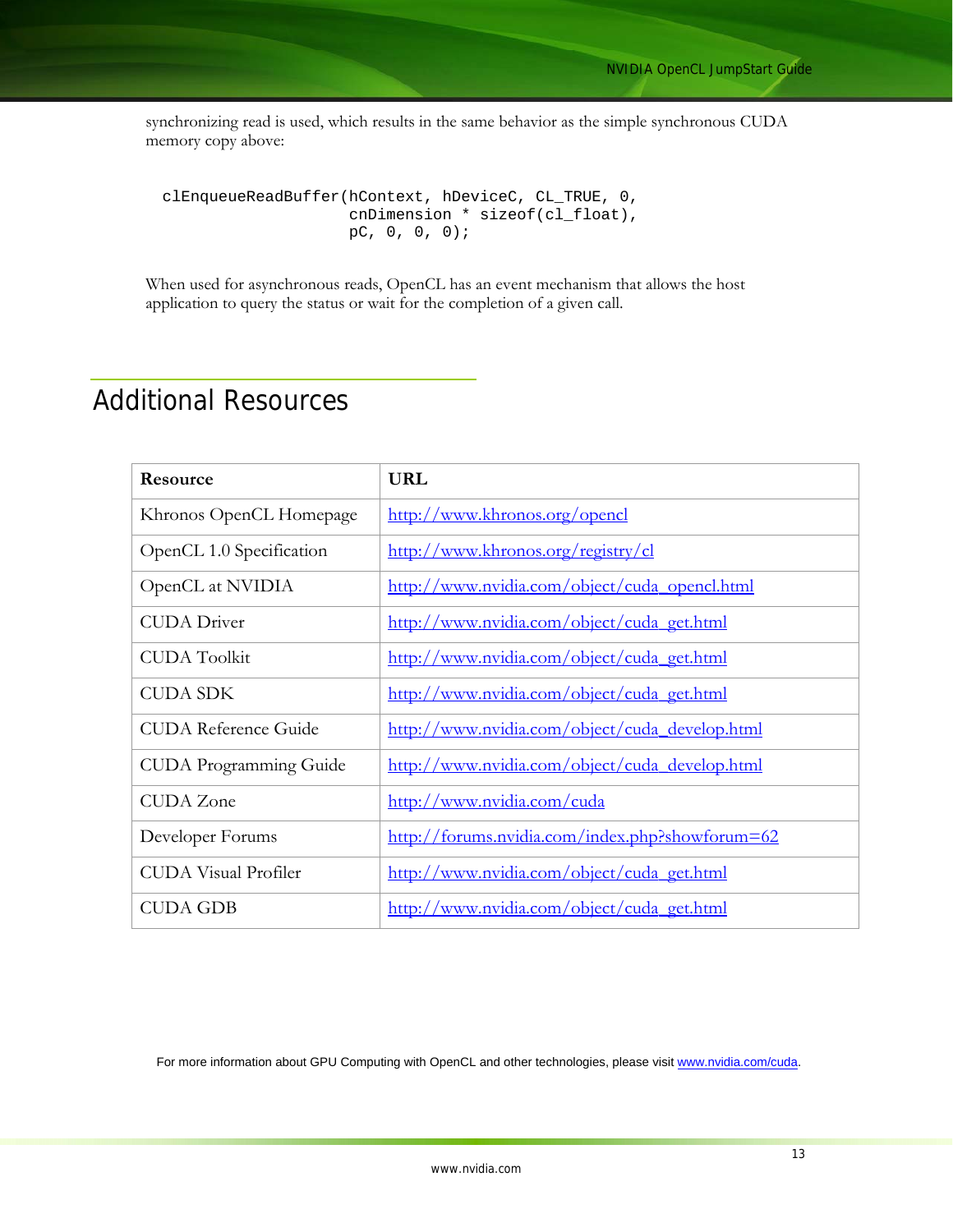synchronizing read is used, which results in the same behavior as the simple synchronous CUDA memory copy above:

```
clEnqueueReadBuffer(hContext, hDeviceC, CL_TRUE, 0,
                    cnDimension * sizeof(cl_float),
                    pC, 0, 0, 0);
```

When used for asynchronous reads, OpenCL has an event mechanism that allows the host application to query the status or wait for the completion of a given call.

## Additional Resources

| Resource | URL |
|---|---|
| Khronos OpenCL Homepage | http://www.khronos.org/opencl |
| OpenCL 1.0 Specification | http://www.khronos.org/registry/cl |
| OpenCL at NVIDIA | http://www.nvidia.com/object/cuda_opencl.html |
| CUDA Driver | http://www.nvidia.com/object/cuda_get.html |
| CUDA Toolkit | http://www.nvidia.com/object/cuda_get.html |
| CUDA SDK | http://www.nvidia.com/object/cuda_get.html |
| CUDA Reference Guide | http://www.nvidia.com/object/cuda_develop.html |
| CUDA Programming Guide | http://www.nvidia.com/object/cuda_develop.html |
| CUDA Zone | http://www.nvidia.com/cuda |
| Developer Forums | http://forums.nvidia.com/index.php?showforum=62 |
| CUDA Visual Profiler | http://www.nvidia.com/object/cuda_get.html |
| CUDA GDB | http://www.nvidia.com/object/cuda_get.html |

For more information about GPU Computing with OpenCL and other technologies, please visit www.nvidia.com/cuda.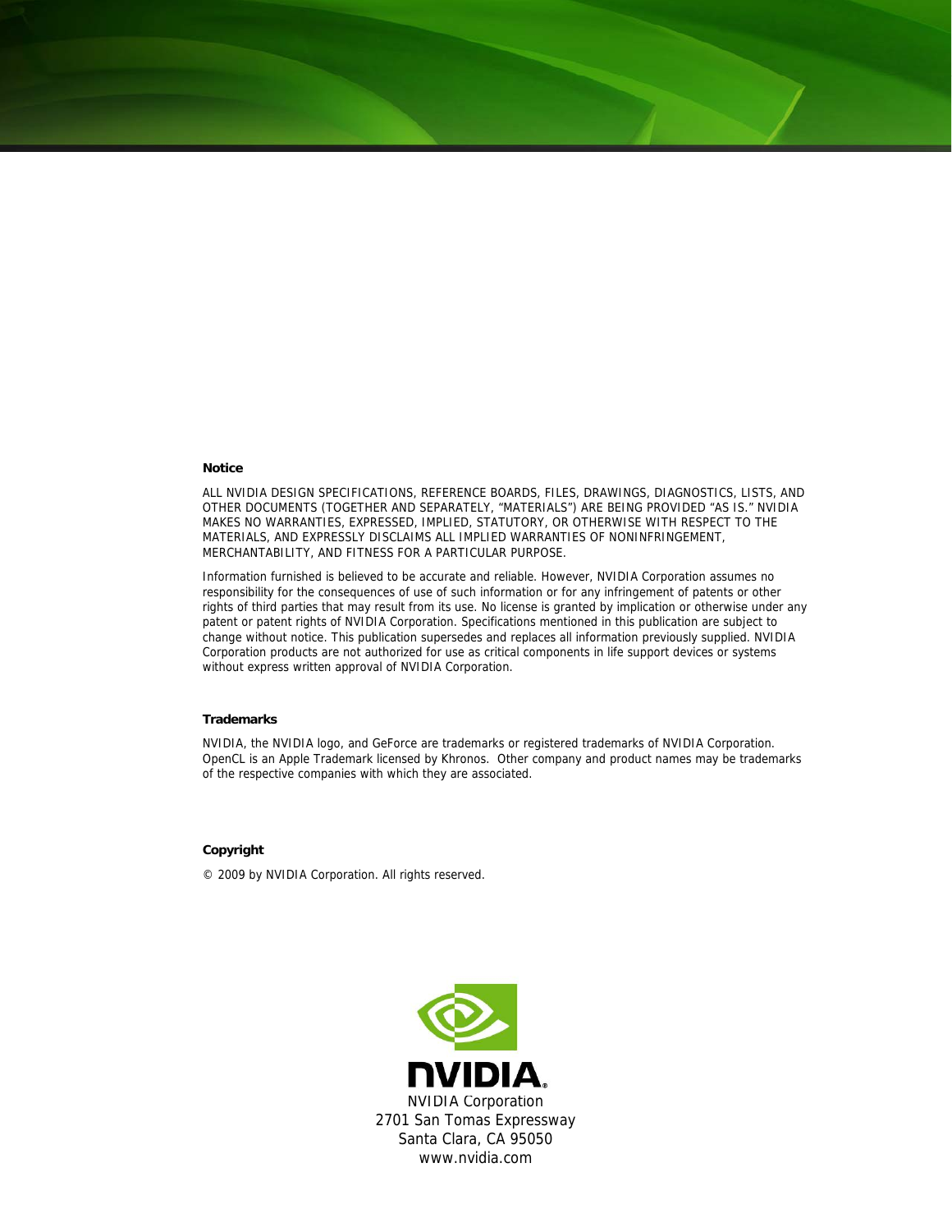**Notice**

ALL NVIDIA DESIGN SPECIFICATIONS, REFERENCE BOARDS, FILES, DRAWINGS, DIAGNOSTICS, LISTS, AND OTHER DOCUMENTS (TOGETHER AND SEPARATELY, "MATERIALS") ARE BEING PROVIDED "AS IS." NVIDIA MAKES NO WARRANTIES, EXPRESSED, IMPLIED, STATUTORY, OR OTHERWISE WITH RESPECT TO THE MATERIALS, AND EXPRESSLY DISCLAIMS ALL IMPLIED WARRANTIES OF NONINFRINGEMENT, MERCHANTABILITY, AND FITNESS FOR A PARTICULAR PURPOSE.

Information furnished is believed to be accurate and reliable. However, NVIDIA Corporation assumes no responsibility for the consequences of use of such information or for any infringement of patents or other rights of third parties that may result from its use. No license is granted by implication or otherwise under any patent or patent rights of NVIDIA Corporation. Specifications mentioned in this publication are subject to change without notice. This publication supersedes and replaces all information previously supplied. NVIDIA Corporation products are not authorized for use as critical components in life support devices or systems without express written approval of NVIDIA Corporation.

**Trademarks**

NVIDIA, the NVIDIA logo, and GeForce are trademarks or registered trademarks of NVIDIA Corporation. OpenCL is an Apple Trademark licensed by Khronos. Other company and product names may be trademarks of the respective companies with which they are associated.

**Copyright**

© 2009 by NVIDIA Corporation. All rights reserved.

NVIDIA Corporation
2701 San Tomas Expressway
Santa Clara, CA 95050
www.nvidia.com